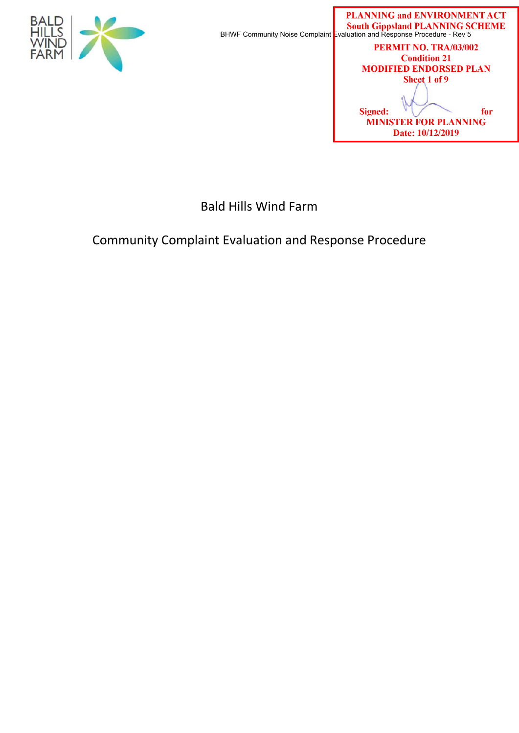PLANNING and ENVIRONMENT ACT
South Gippsland PLANNING SCHEME

PERMIT NO. TRA/03/002
Condition 21
MODIFIED ENDORSED PLAN
Sheet 1 of 9

Signed: for
MINISTER FOR PLANNING
Date: 10/12/2019

# Bald Hills Wind Farm

## Community Complaint Evaluation and Response Procedure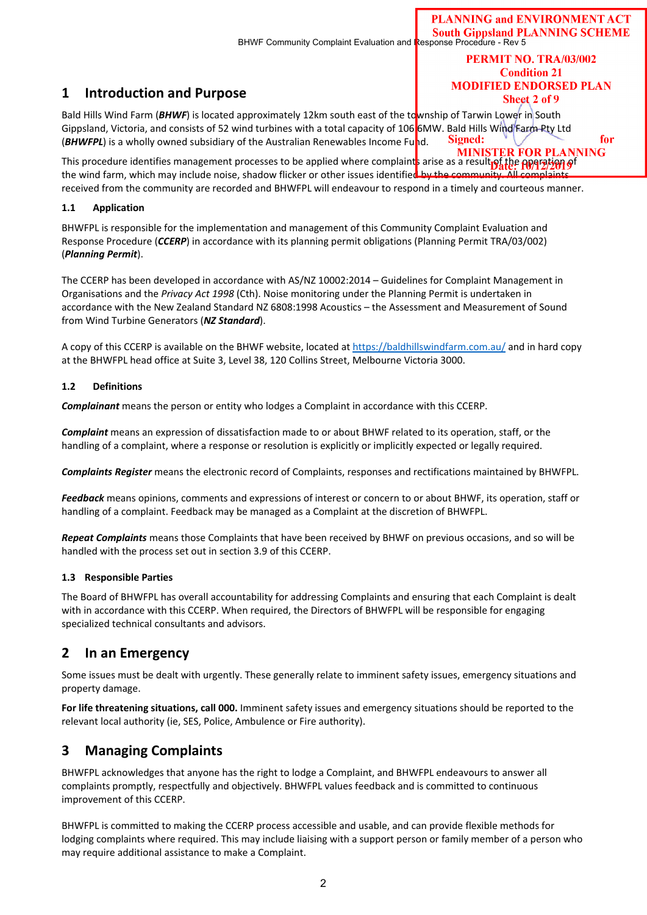PLANNING and ENVIRONMENT ACT
South Gippsland PLANNING SCHEME

PERMIT NO. TRA/03/002
Condition 21
MODIFIED ENDORSED PLAN
Sheet 2 of 9

Signed: for
MINISTER FOR PLANNING
Date: 10/12/2019

## 1 Introduction and Purpose

Bald Hills Wind Farm (***BHWF***) is located approximately 12km south east of the township of Tarwin Lower in South Gippsland, Victoria, and consists of 52 wind turbines with a total capacity of 106.6MW. Bald Hills Wind Farm Pty Ltd (***BHWFPL***) is a wholly owned subsidiary of the Australian Renewables Income Fund.

This procedure identifies management processes to be applied where complaints arise as a result of the operation of the wind farm, which may include noise, shadow flicker or other issues identified by the community. All complaints received from the community are recorded and BHWFPL will endeavour to respond in a timely and courteous manner.

### 1.1 Application

BHWFPL is responsible for the implementation and management of this Community Complaint Evaluation and Response Procedure (***CCERP***) in accordance with its planning permit obligations (Planning Permit TRA/03/002) (***Planning Permit***).

The CCERP has been developed in accordance with AS/NZ 10002:2014 – Guidelines for Complaint Management in Organisations and the *Privacy Act 1998* (Cth). Noise monitoring under the Planning Permit is undertaken in accordance with the New Zealand Standard NZ 6808:1998 Acoustics – the Assessment and Measurement of Sound from Wind Turbine Generators (***NZ Standard***).

A copy of this CCERP is available on the BHWF website, located at https://baldhillswindfarm.com.au/ and in hard copy at the BHWFPL head office at Suite 3, Level 38, 120 Collins Street, Melbourne Victoria 3000.

### 1.2 Definitions

***Complainant*** means the person or entity who lodges a Complaint in accordance with this CCERP.

***Complaint*** means an expression of dissatisfaction made to or about BHWF related to its operation, staff, or the handling of a complaint, where a response or resolution is explicitly or implicitly expected or legally required.

***Complaints Register*** means the electronic record of Complaints, responses and rectifications maintained by BHWFPL.

***Feedback*** means opinions, comments and expressions of interest or concern to or about BHWF, its operation, staff or handling of a complaint. Feedback may be managed as a Complaint at the discretion of BHWFPL.

***Repeat Complaints*** means those Complaints that have been received by BHWF on previous occasions, and so will be handled with the process set out in section 3.9 of this CCERP.

### 1.3 Responsible Parties

The Board of BHWFPL has overall accountability for addressing Complaints and ensuring that each Complaint is dealt with in accordance with this CCERP. When required, the Directors of BHWFPL will be responsible for engaging specialized technical consultants and advisors.

## 2 In an Emergency

Some issues must be dealt with urgently. These generally relate to imminent safety issues, emergency situations and property damage.

**For life threatening situations, call 000.** Imminent safety issues and emergency situations should be reported to the relevant local authority (ie, SES, Police, Ambulence or Fire authority).

## 3 Managing Complaints

BHWFPL acknowledges that anyone has the right to lodge a Complaint, and BHWFPL endeavours to answer all complaints promptly, respectfully and objectively. BHWFPL values feedback and is committed to continuous improvement of this CCERP.

BHWFPL is committed to making the CCERP process accessible and usable, and can provide flexible methods for lodging complaints where required. This may include liaising with a support person or family member of a person who may require additional assistance to make a Complaint.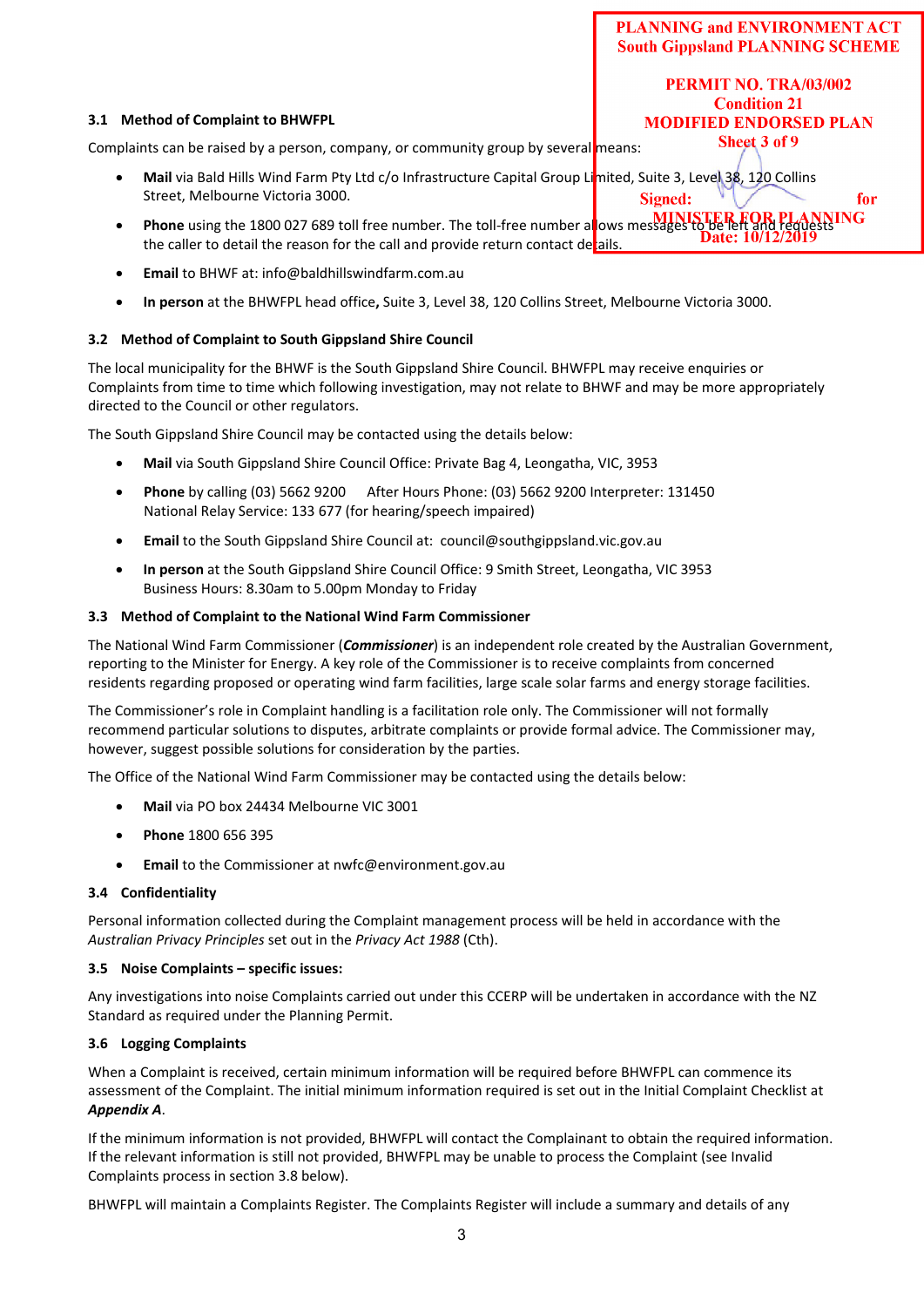PLANNING and ENVIRONMENT ACT
South Gippsland PLANNING SCHEME

PERMIT NO. TRA/03/002
Condition 21
MODIFIED ENDORSED PLAN
Sheet 3 of 9

Signed: for
MINISTER FOR PLANNING
Date: 10/12/2019

### 3.1 Method of Complaint to BHWFPL

Complaints can be raised by a person, company, or community group by several means:

- **Mail** via Bald Hills Wind Farm Pty Ltd c/o Infrastructure Capital Group Limited, Suite 3, Level 38, 120 Collins Street, Melbourne Victoria 3000.
- **Phone** using the 1800 027 689 toll free number. The toll-free number allows messages to be left and requests the caller to detail the reason for the call and provide return contact details.
- **Email** to BHWF at: info@baldhillswindfarm.com.au
- **In person** at the BHWFPL head office**,** Suite 3, Level 38, 120 Collins Street, Melbourne Victoria 3000.

### 3.2 Method of Complaint to South Gippsland Shire Council

The local municipality for the BHWF is the South Gippsland Shire Council. BHWFPL may receive enquiries or Complaints from time to time which following investigation, may not relate to BHWF and may be more appropriately directed to the Council or other regulators.

The South Gippsland Shire Council may be contacted using the details below:

- **Mail** via South Gippsland Shire Council Office: Private Bag 4, Leongatha, VIC, 3953
- **Phone** by calling (03) 5662 9200 After Hours Phone: (03) 5662 9200 Interpreter: 131450
  National Relay Service: 133 677 (for hearing/speech impaired)
- **Email** to the South Gippsland Shire Council at: council@southgippsland.vic.gov.au
- **In person** at the South Gippsland Shire Council Office: 9 Smith Street, Leongatha, VIC 3953
  Business Hours: 8.30am to 5.00pm Monday to Friday

### 3.3 Method of Complaint to the National Wind Farm Commissioner

The National Wind Farm Commissioner (***Commissioner***) is an independent role created by the Australian Government, reporting to the Minister for Energy. A key role of the Commissioner is to receive complaints from concerned residents regarding proposed or operating wind farm facilities, large scale solar farms and energy storage facilities.

The Commissioner's role in Complaint handling is a facilitation role only. The Commissioner will not formally recommend particular solutions to disputes, arbitrate complaints or provide formal advice. The Commissioner may, however, suggest possible solutions for consideration by the parties.

The Office of the National Wind Farm Commissioner may be contacted using the details below:

- **Mail** via PO box 24434 Melbourne VIC 3001
- **Phone** 1800 656 395
- **Email** to the Commissioner at nwfc@environment.gov.au

### 3.4 Confidentiality

Personal information collected during the Complaint management process will be held in accordance with the *Australian Privacy Principles* set out in the *Privacy Act 1988* (Cth).

### 3.5 Noise Complaints – specific issues:

Any investigations into noise Complaints carried out under this CCERP will be undertaken in accordance with the NZ Standard as required under the Planning Permit.

### 3.6 Logging Complaints

When a Complaint is received, certain minimum information will be required before BHWFPL can commence its assessment of the Complaint. The initial minimum information required is set out in the Initial Complaint Checklist at ***Appendix A***.

If the minimum information is not provided, BHWFPL will contact the Complainant to obtain the required information. If the relevant information is still not provided, BHWFPL may be unable to process the Complaint (see Invalid Complaints process in section 3.8 below).

BHWFPL will maintain a Complaints Register. The Complaints Register will include a summary and details of any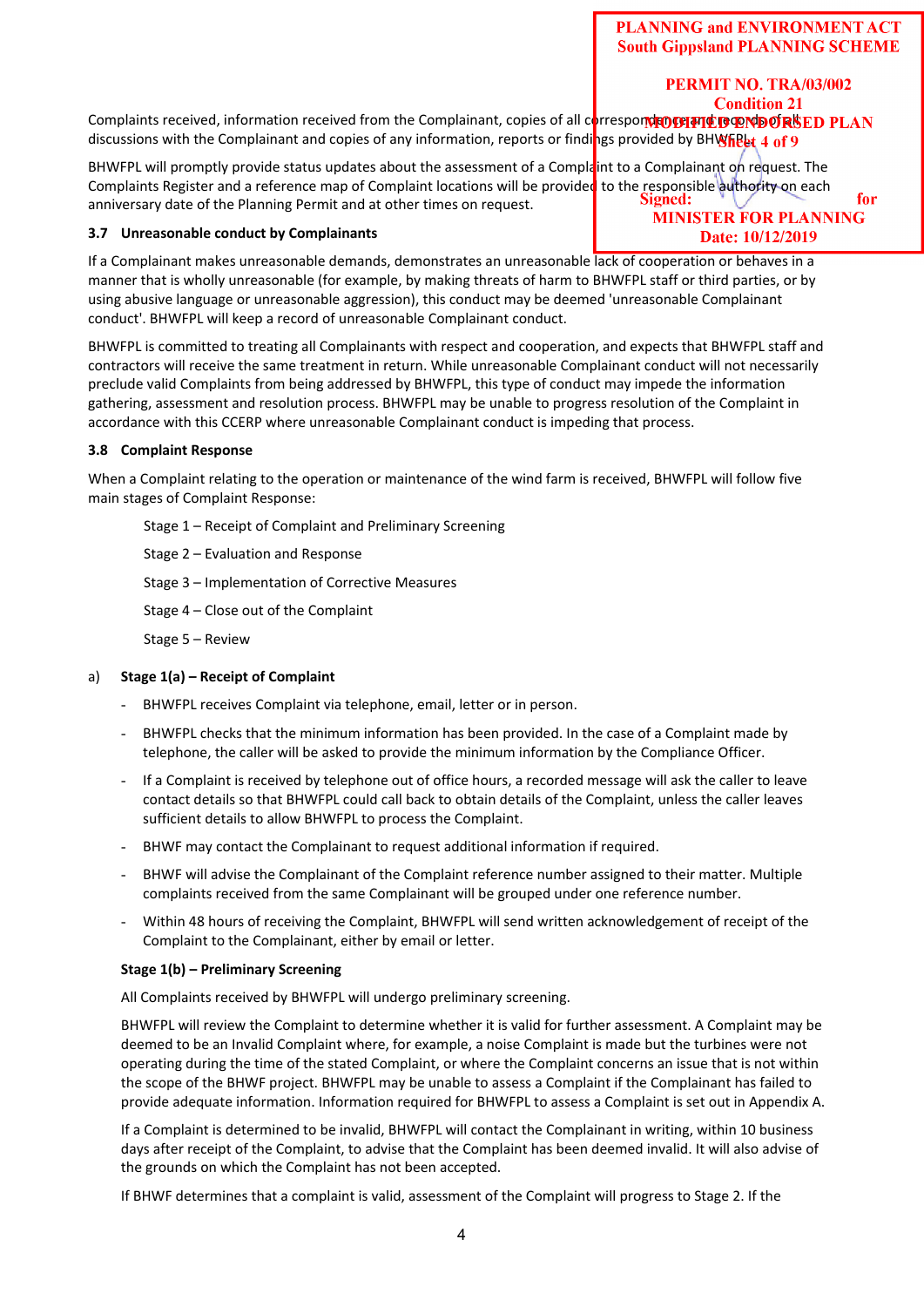PLANNING and ENVIRONMENT ACT
South Gippsland PLANNING SCHEME

PERMIT NO. TRA/03/002
Condition 21
MODIFIED ENDORSED PLAN
Sheet 4 of 9
Signed: for
MINISTER FOR PLANNING
Date: 10/12/2019

Complaints received, information received from the Complainant, copies of all correspondence and records of all discussions with the Complainant and copies of any information, reports or findings provided by BHWFPL.

BHWFPL will promptly provide status updates about the assessment of a Complaint to a Complainant on request. The Complaints Register and a reference map of Complaint locations will be provided to the responsible authority on each anniversary date of the Planning Permit and at other times on request.

### 3.7 Unreasonable conduct by Complainants

If a Complainant makes unreasonable demands, demonstrates an unreasonable lack of cooperation or behaves in a manner that is wholly unreasonable (for example, by making threats of harm to BHWFPL staff or third parties, or by using abusive language or unreasonable aggression), this conduct may be deemed 'unreasonable Complainant conduct'. BHWFPL will keep a record of unreasonable Complainant conduct.

BHWFPL is committed to treating all Complainants with respect and cooperation, and expects that BHWFPL staff and contractors will receive the same treatment in return. While unreasonable Complainant conduct will not necessarily preclude valid Complaints from being addressed by BHWFPL, this type of conduct may impede the information gathering, assessment and resolution process. BHWFPL may be unable to progress resolution of the Complaint in accordance with this CCERP where unreasonable Complainant conduct is impeding that process.

### 3.8 Complaint Response

When a Complaint relating to the operation or maintenance of the wind farm is received, BHWFPL will follow five main stages of Complaint Response:

Stage 1 – Receipt of Complaint and Preliminary Screening

Stage 2 – Evaluation and Response

Stage 3 – Implementation of Corrective Measures

Stage 4 – Close out of the Complaint

Stage 5 – Review

a) **Stage 1(a) – Receipt of Complaint**

- BHWFPL receives Complaint via telephone, email, letter or in person.
- BHWFPL checks that the minimum information has been provided. In the case of a Complaint made by telephone, the caller will be asked to provide the minimum information by the Compliance Officer.
- If a Complaint is received by telephone out of office hours, a recorded message will ask the caller to leave contact details so that BHWFPL could call back to obtain details of the Complaint, unless the caller leaves sufficient details to allow BHWFPL to process the Complaint.
- BHWF may contact the Complainant to request additional information if required.
- BHWF will advise the Complainant of the Complaint reference number assigned to their matter. Multiple complaints received from the same Complainant will be grouped under one reference number.
- Within 48 hours of receiving the Complaint, BHWFPL will send written acknowledgement of receipt of the Complaint to the Complainant, either by email or letter.

**Stage 1(b) – Preliminary Screening**

All Complaints received by BHWFPL will undergo preliminary screening.

BHWFPL will review the Complaint to determine whether it is valid for further assessment. A Complaint may be deemed to be an Invalid Complaint where, for example, a noise Complaint is made but the turbines were not operating during the time of the stated Complaint, or where the Complaint concerns an issue that is not within the scope of the BHWF project. BHWFPL may be unable to assess a Complaint if the Complainant has failed to provide adequate information. Information required for BHWFPL to assess a Complaint is set out in Appendix A.

If a Complaint is determined to be invalid, BHWFPL will contact the Complainant in writing, within 10 business days after receipt of the Complaint, to advise that the Complaint has been deemed invalid. It will also advise of the grounds on which the Complaint has not been accepted.

If BHWF determines that a complaint is valid, assessment of the Complaint will progress to Stage 2. If the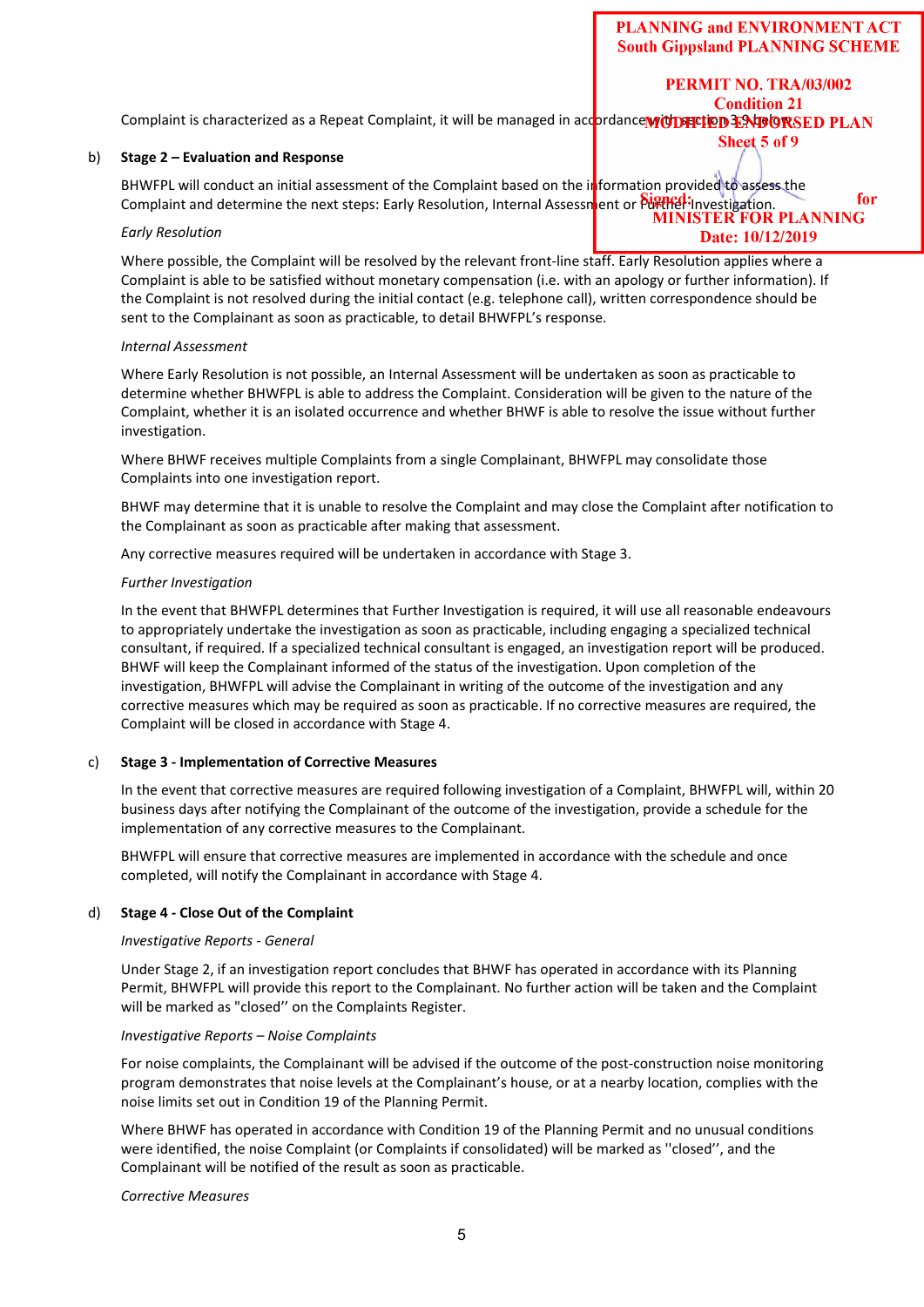PLANNING and ENVIRONMENT ACT
South Gippsland PLANNING SCHEME

PERMIT NO. TRA/03/002
Condition 21
MODIFIED ENDORSED PLAN
Sheet 5 of 9

Signed: for
MINISTER FOR PLANNING
Date: 10/12/2019

Complaint is characterized as a Repeat Complaint, it will be managed in accordance with section 3.9 below.

b) **Stage 2 – Evaluation and Response**

BHWFPL will conduct an initial assessment of the Complaint based on the information provided to assess the Complaint and determine the next steps: Early Resolution, Internal Assessment or Further Investigation.

*Early Resolution*

Where possible, the Complaint will be resolved by the relevant front-line staff. Early Resolution applies where a Complaint is able to be satisfied without monetary compensation (i.e. with an apology or further information). If the Complaint is not resolved during the initial contact (e.g. telephone call), written correspondence should be sent to the Complainant as soon as practicable, to detail BHWFPL's response.

*Internal Assessment*

Where Early Resolution is not possible, an Internal Assessment will be undertaken as soon as practicable to determine whether BHWFPL is able to address the Complaint. Consideration will be given to the nature of the Complaint, whether it is an isolated occurrence and whether BHWF is able to resolve the issue without further investigation.

Where BHWF receives multiple Complaints from a single Complainant, BHWFPL may consolidate those Complaints into one investigation report.

BHWF may determine that it is unable to resolve the Complaint and may close the Complaint after notification to the Complainant as soon as practicable after making that assessment.

Any corrective measures required will be undertaken in accordance with Stage 3.

*Further Investigation*

In the event that BHWFPL determines that Further Investigation is required, it will use all reasonable endeavours to appropriately undertake the investigation as soon as practicable, including engaging a specialized technical consultant, if required. If a specialized technical consultant is engaged, an investigation report will be produced. BHWF will keep the Complainant informed of the status of the investigation. Upon completion of the investigation, BHWFPL will advise the Complainant in writing of the outcome of the investigation and any corrective measures which may be required as soon as practicable. If no corrective measures are required, the Complaint will be closed in accordance with Stage 4.

c) **Stage 3 - Implementation of Corrective Measures**

In the event that corrective measures are required following investigation of a Complaint, BHWFPL will, within 20 business days after notifying the Complainant of the outcome of the investigation, provide a schedule for the implementation of any corrective measures to the Complainant.

BHWFPL will ensure that corrective measures are implemented in accordance with the schedule and once completed, will notify the Complainant in accordance with Stage 4.

d) **Stage 4 - Close Out of the Complaint**

*Investigative Reports - General*

Under Stage 2, if an investigation report concludes that BHWF has operated in accordance with its Planning Permit, BHWFPL will provide this report to the Complainant. No further action will be taken and the Complaint will be marked as "closed'' on the Complaints Register.

*Investigative Reports – Noise Complaints*

For noise complaints, the Complainant will be advised if the outcome of the post-construction noise monitoring program demonstrates that noise levels at the Complainant's house, or at a nearby location, complies with the noise limits set out in Condition 19 of the Planning Permit.

Where BHWF has operated in accordance with Condition 19 of the Planning Permit and no unusual conditions were identified, the noise Complaint (or Complaints if consolidated) will be marked as ''closed'', and the Complainant will be notified of the result as soon as practicable.

*Corrective Measures*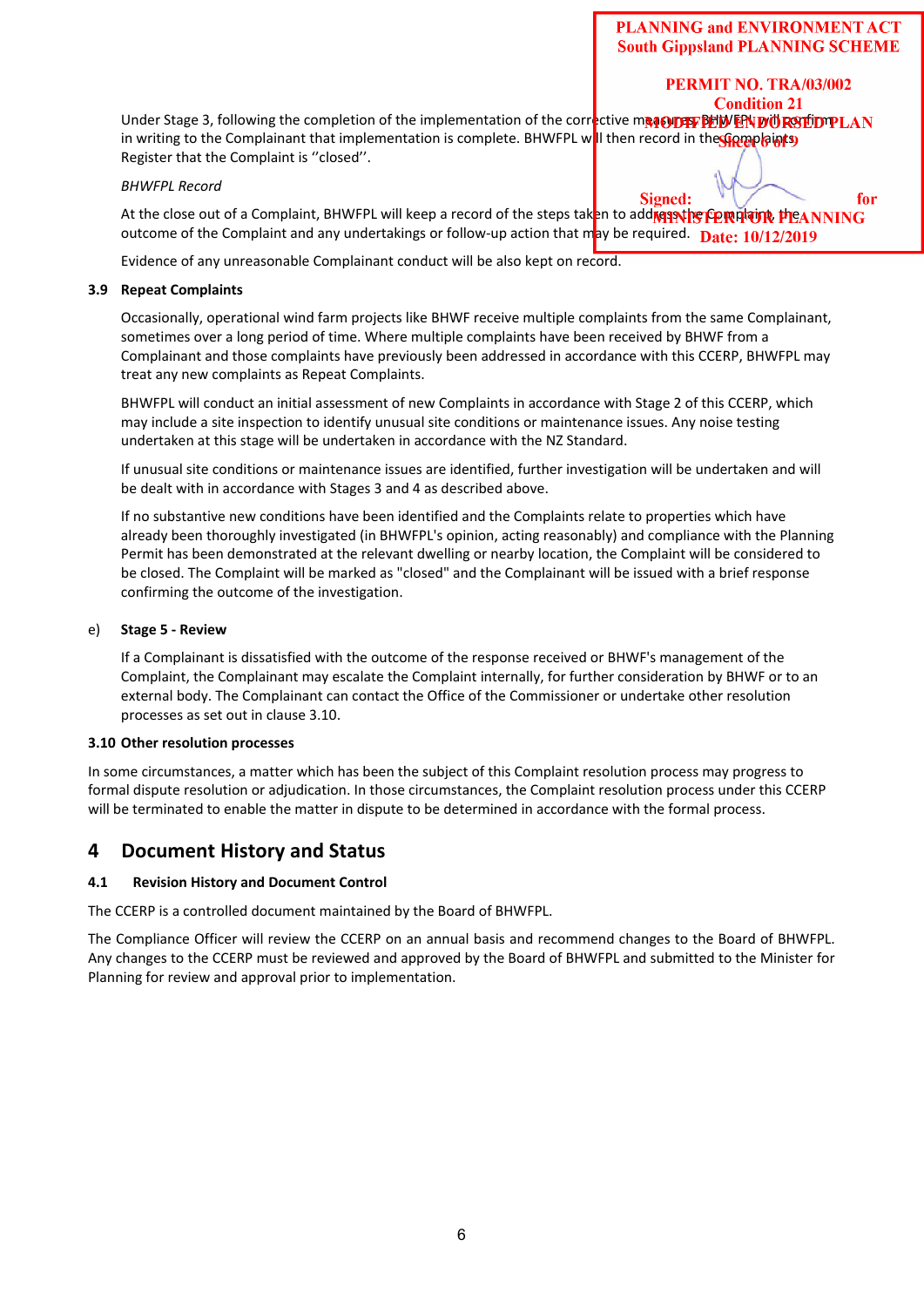PLANNING and ENVIRONMENT ACT
South Gippsland PLANNING SCHEME

PERMIT NO. TRA/03/002
Condition 21
MODIFIED ENDORSED PLAN
Sheet 6 of 9

Signed: for MINISTER FOR PLANNING
Date: 10/12/2019

Under Stage 3, following the completion of the implementation of the corrective measures BHWFPL will confirm in writing to the Complainant that implementation is complete. BHWFPL will then record in the Complaints Register that the Complaint is ''closed''.

*BHWFPL Record*

At the close out of a Complaint, BHWFPL will keep a record of the steps taken to address the Complaint, the outcome of the Complaint and any undertakings or follow-up action that may be required.

Evidence of any unreasonable Complainant conduct will be also kept on record.

### 3.9 Repeat Complaints

Occasionally, operational wind farm projects like BHWF receive multiple complaints from the same Complainant, sometimes over a long period of time. Where multiple complaints have been received by BHWF from a Complainant and those complaints have previously been addressed in accordance with this CCERP, BHWFPL may treat any new complaints as Repeat Complaints.

BHWFPL will conduct an initial assessment of new Complaints in accordance with Stage 2 of this CCERP, which may include a site inspection to identify unusual site conditions or maintenance issues. Any noise testing undertaken at this stage will be undertaken in accordance with the NZ Standard.

If unusual site conditions or maintenance issues are identified, further investigation will be undertaken and will be dealt with in accordance with Stages 3 and 4 as described above.

If no substantive new conditions have been identified and the Complaints relate to properties which have already been thoroughly investigated (in BHWFPL's opinion, acting reasonably) and compliance with the Planning Permit has been demonstrated at the relevant dwelling or nearby location, the Complaint will be considered to be closed. The Complaint will be marked as "closed" and the Complainant will be issued with a brief response confirming the outcome of the investigation.

e) **Stage 5 - Review**

If a Complainant is dissatisfied with the outcome of the response received or BHWF's management of the Complaint, the Complainant may escalate the Complaint internally, for further consideration by BHWF or to an external body. The Complainant can contact the Office of the Commissioner or undertake other resolution processes as set out in clause 3.10.

### 3.10 Other resolution processes

In some circumstances, a matter which has been the subject of this Complaint resolution process may progress to formal dispute resolution or adjudication. In those circumstances, the Complaint resolution process under this CCERP will be terminated to enable the matter in dispute to be determined in accordance with the formal process.

## 4 Document History and Status

### 4.1 Revision History and Document Control

The CCERP is a controlled document maintained by the Board of BHWFPL.

The Compliance Officer will review the CCERP on an annual basis and recommend changes to the Board of BHWFPL. Any changes to the CCERP must be reviewed and approved by the Board of BHWFPL and submitted to the Minister for Planning for review and approval prior to implementation.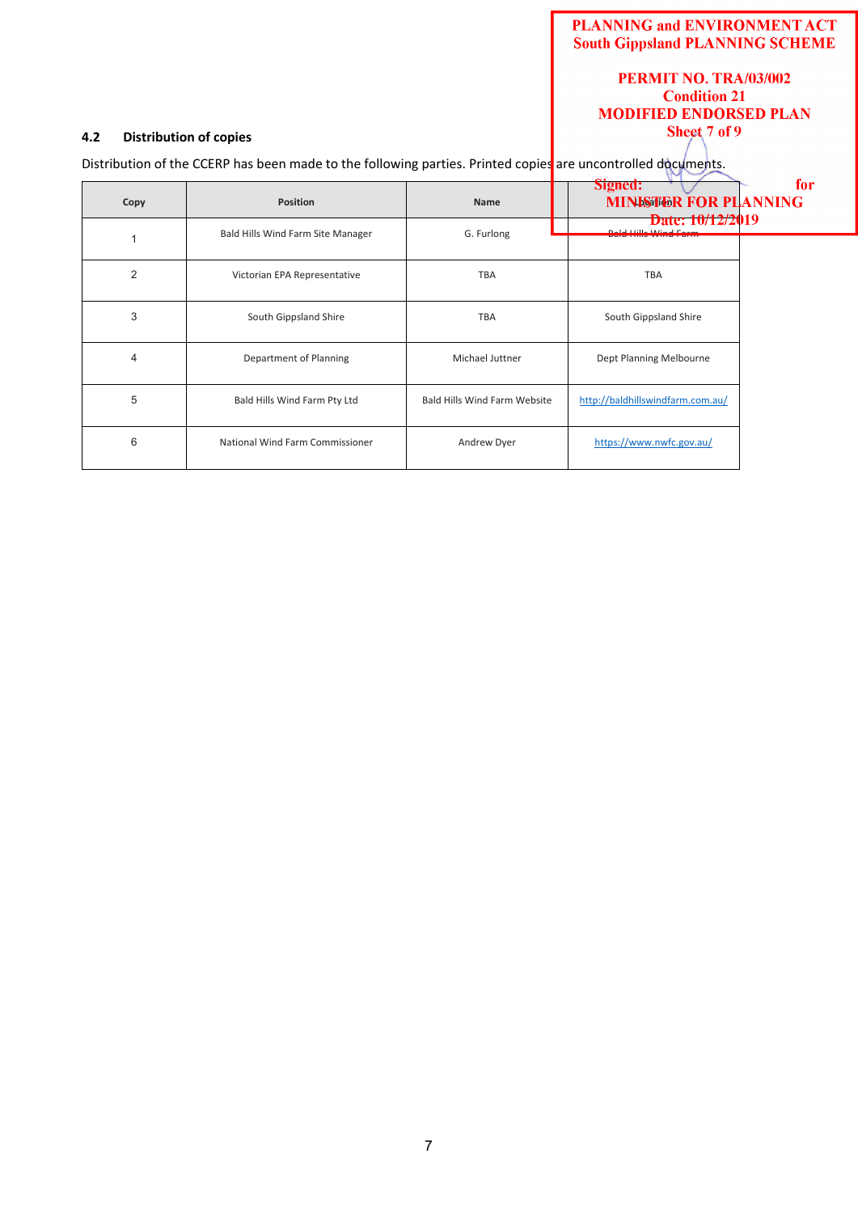PLANNING and ENVIRONMENT ACT
South Gippsland PLANNING SCHEME

PERMIT NO. TRA/03/002
Condition 21
MODIFIED ENDORSED PLAN
Sheet 7 of 9

Signed: for
MINISTER FOR PLANNING
Date: 10/12/2019

### 4.2 Distribution of copies

Distribution of the CCERP has been made to the following parties. Printed copies are uncontrolled documents.

| Copy | Position | Name | Location |
|---|---|---|---|
| 1 | Bald Hills Wind Farm Site Manager | G. Furlong | Bald Hills Wind Farm |
| 2 | Victorian EPA Representative | TBA | TBA |
| 3 | South Gippsland Shire | TBA | South Gippsland Shire |
| 4 | Department of Planning | Michael Juttner | Dept Planning Melbourne |
| 5 | Bald Hills Wind Farm Pty Ltd | Bald Hills Wind Farm Website | http://baldhillswindfarm.com.au/ |
| 6 | National Wind Farm Commissioner | Andrew Dyer | https://www.nwfc.gov.au/ |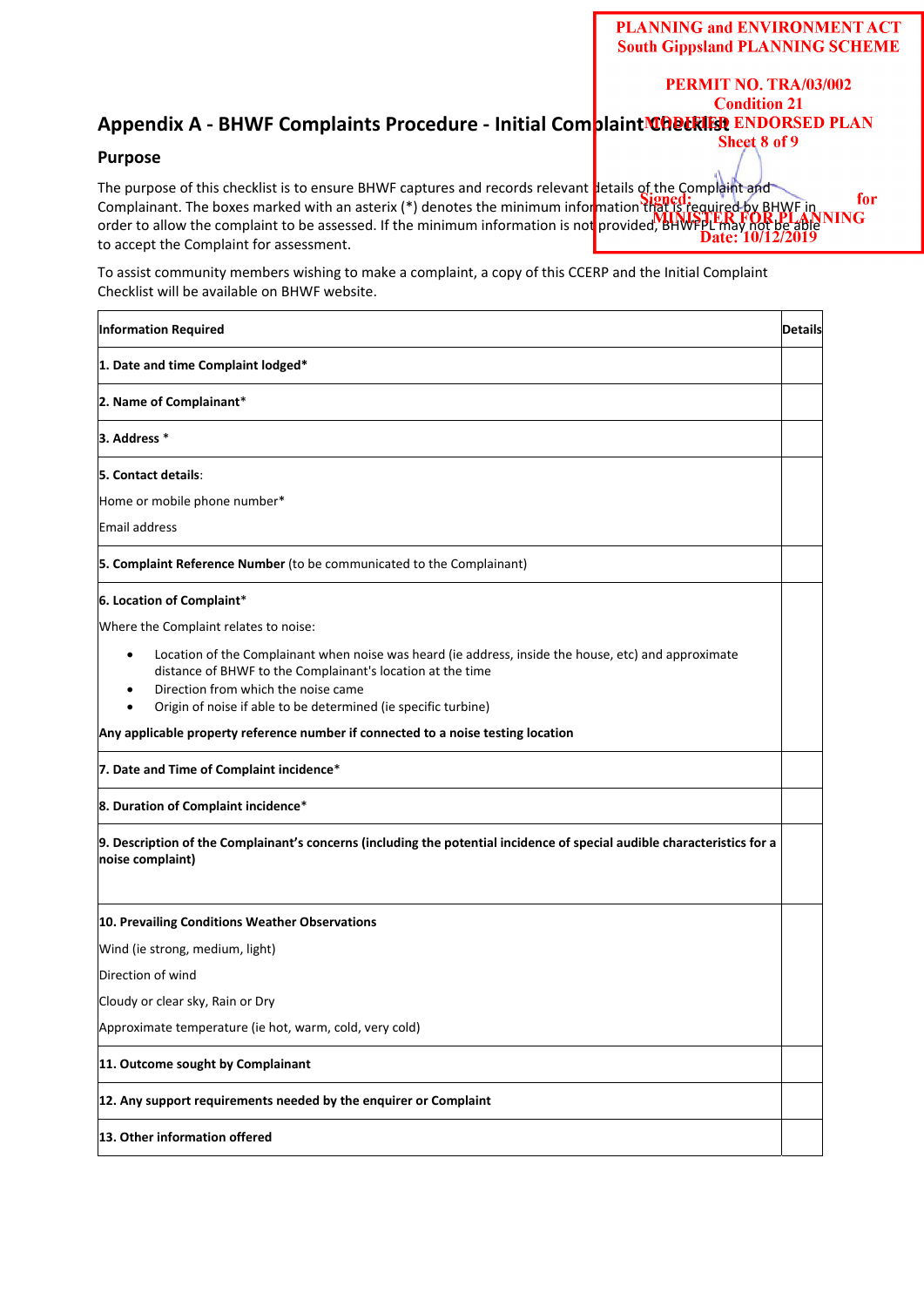PLANNING and ENVIRONMENT ACT
South Gippsland PLANNING SCHEME

PERMIT NO. TRA/03/002
Condition 21
MODIFIED ENDORSED PLAN
Sheet 8 of 9

Signed: for
MINISTER FOR PLANNING
Date: 10/12/2019

## Appendix A - BHWF Complaints Procedure - Initial Complaint Checklist

### Purpose

The purpose of this checklist is to ensure BHWF captures and records relevant details of the Complaint and Complainant. The boxes marked with an asterix (*) denotes the minimum information that is required by BHWF in order to allow the complaint to be assessed. If the minimum information is not provided, BHWFPL may not be able to accept the Complaint for assessment.

To assist community members wishing to make a complaint, a copy of this CCERP and the Initial Complaint Checklist will be available on BHWF website.

| Information Required | Details |
|---|---|
| **1. Date and time Complaint lodged*** | |
| **2. Name of Complainant*** | |
| **3. Address *** | |
| **5. Contact details**:<br>Home or mobile phone number*<br>Email address | |
| **5. Complaint Reference Number** (to be communicated to the Complainant) | |
| **6. Location of Complaint***<br>Where the Complaint relates to noise:<br>• Location of the Complainant when noise was heard (ie address, inside the house, etc) and approximate distance of BHWF to the Complainant's location at the time<br>• Direction from which the noise came<br>• Origin of noise if able to be determined (ie specific turbine)<br>**Any applicable property reference number if connected to a noise testing location** | |
| **7. Date and Time of Complaint incidence*** | |
| **8. Duration of Complaint incidence*** | |
| **9. Description of the Complainant's concerns (including the potential incidence of special audible characteristics for a noise complaint)** | |
| **10. Prevailing Conditions Weather Observations**<br>Wind (ie strong, medium, light)<br>Direction of wind<br>Cloudy or clear sky, Rain or Dry<br>Approximate temperature (ie hot, warm, cold, very cold) | |
| **11. Outcome sought by Complainant** | |
| **12. Any support requirements needed by the enquirer or Complaint** | |
| **13. Other information offered** | |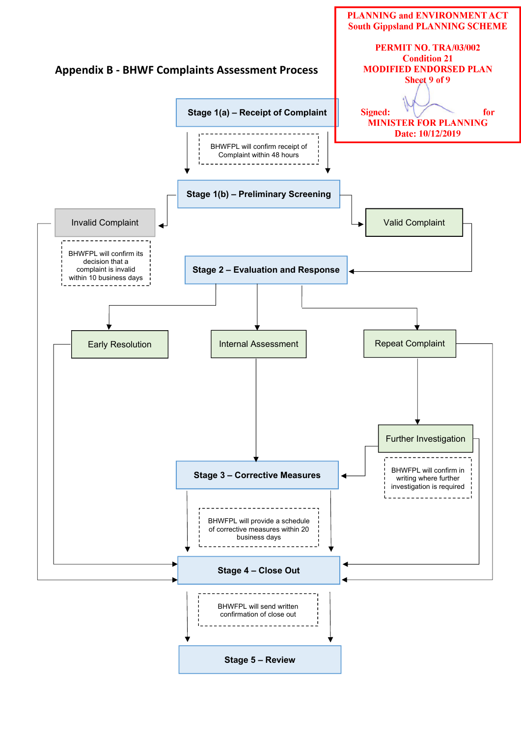PLANNING and ENVIRONMENT ACT
South Gippsland PLANNING SCHEME

PERMIT NO. TRA/03/002
Condition 21
MODIFIED ENDORSED PLAN
Sheet 9 of 9

Signed: for
MINISTER FOR PLANNING
Date: 10/12/2019

# Appendix B - BHWF Complaints Assessment Process

**Stage 1(a) – Receipt of Complaint**

BHWFPL will confirm receipt of Complaint within 48 hours

**Stage 1(b) – Preliminary Screening**

Invalid Complaint

BHWFPL will confirm its decision that a complaint is invalid within 10 business days

Valid Complaint

**Stage 2 – Evaluation and Response**

Early Resolution

Internal Assessment

Repeat Complaint

Further Investigation

BHWFPL will confirm in writing where further investigation is required

**Stage 3 – Corrective Measures**

BHWFPL will provide a schedule of corrective measures within 20 business days

**Stage 4 – Close Out**

BHWFPL will send written confirmation of close out

**Stage 5 – Review**